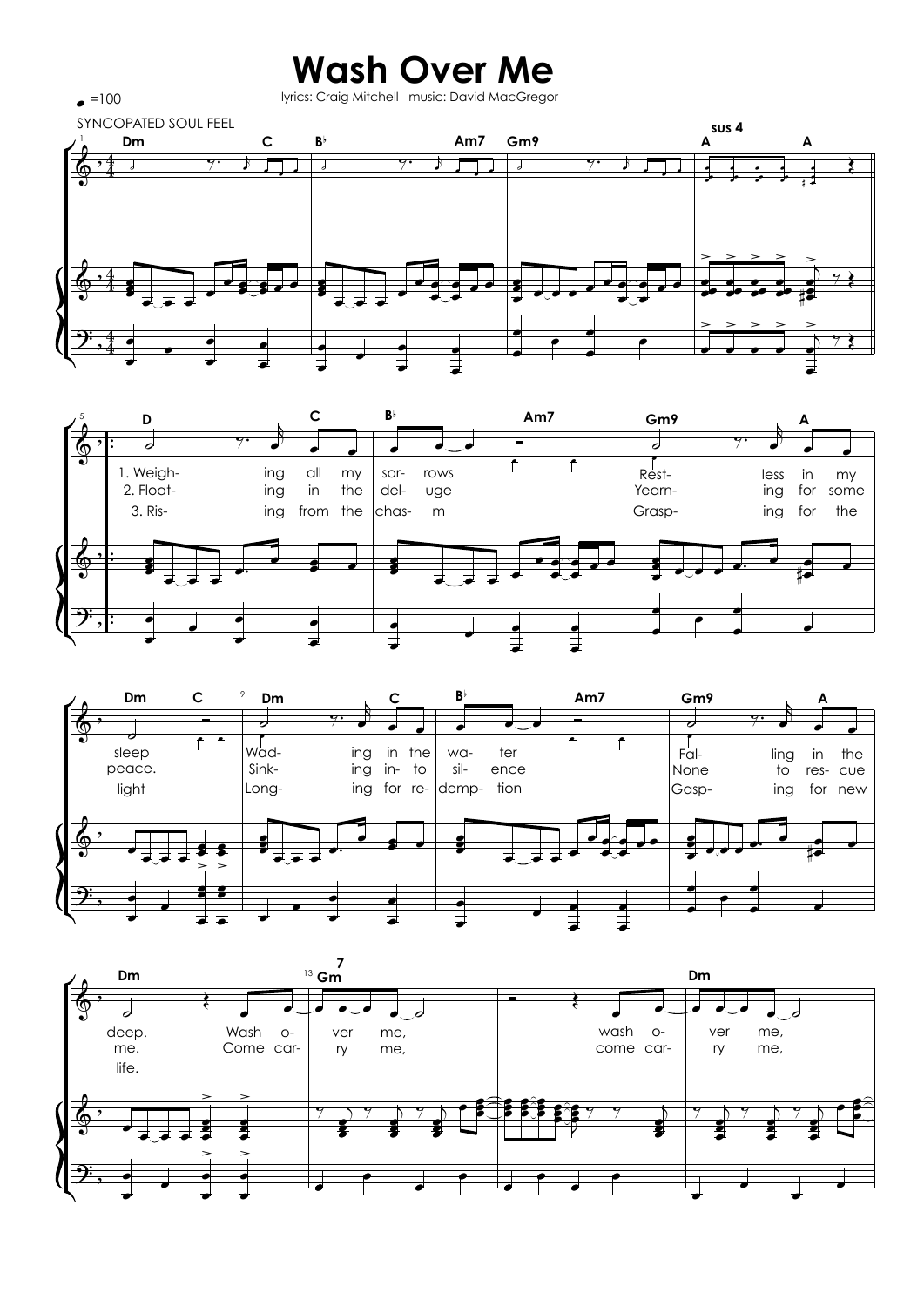# Wash Over Me

lyrics: Craig Mitchell   music: David MacGregor

♩=100

SYNCOPATED SOUL FEEL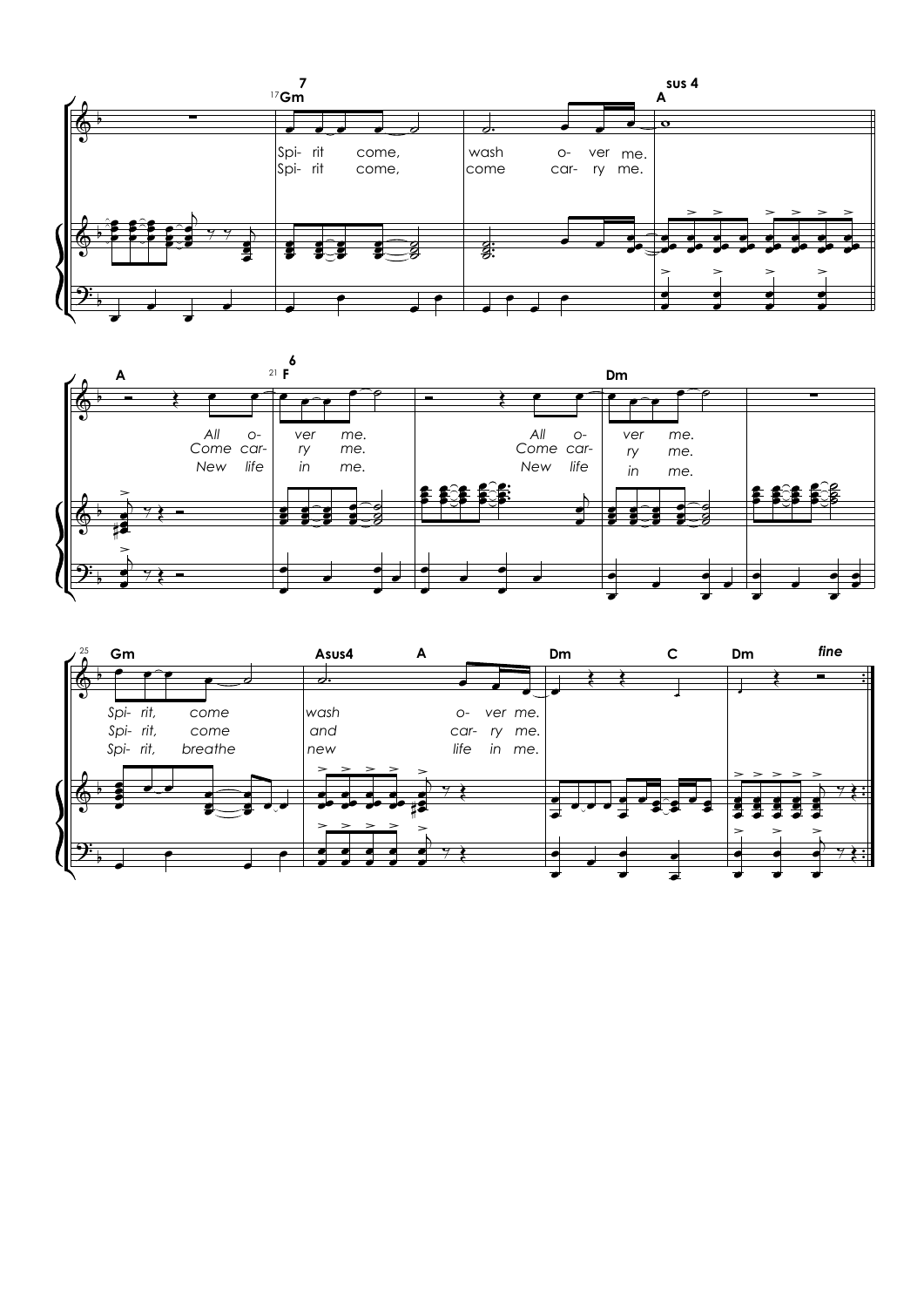17 Gm7

Spi- rit come, wash o- ver me.

Spi- rit come, come car- ry me.

Asus4

A

*All o-* 21 F6 *ver me.*

*Come car- ry me.*

*New life in me.*

*All o-* Dm *ver me.*

*Come car- ry me.*

*New life in me.*

25 Gm Asus4 A Dm C Dm ***fine***

*Spi- rit, come wash o- ver me.*

*Spi- rit, come and car- ry me.*

*Spi- rit, breathe new life in me.*